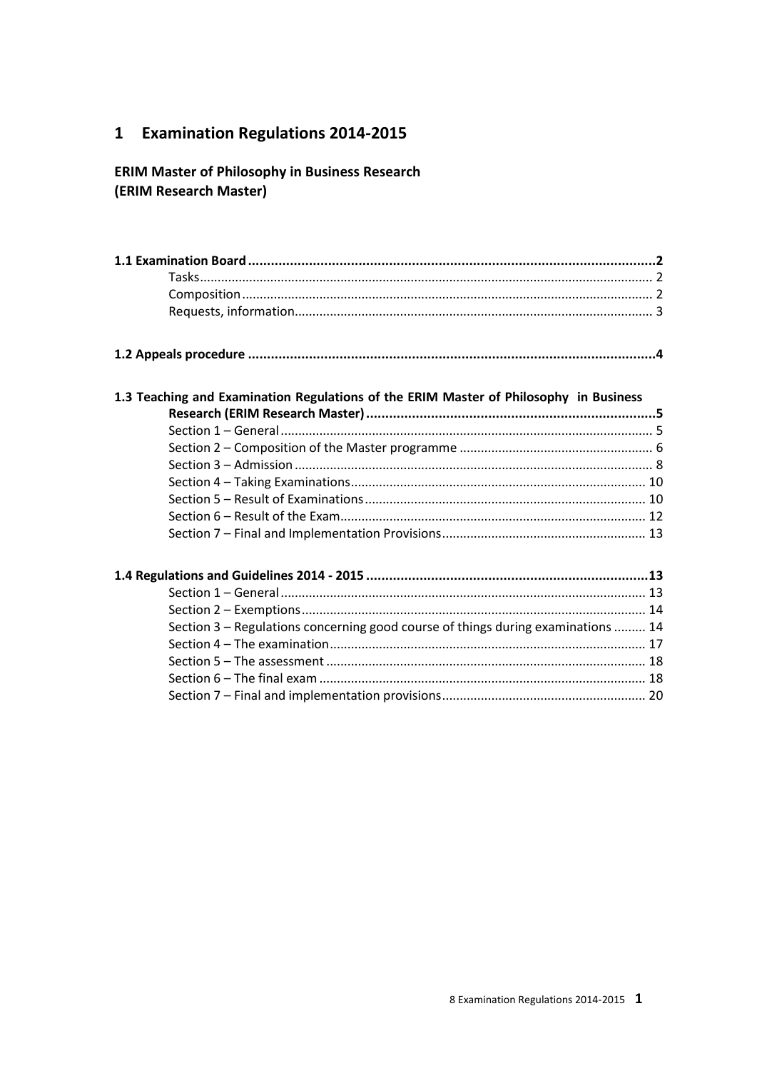# 1 Examination Regulations 2014-2015

## ERIM Master of Philosophy in Business Research
## (ERIM Research Master)

**1.1 Examination Board** .......... **2**
- Tasks .......... 2
- Composition .......... 2
- Requests, information .......... 3

**1.2 Appeals procedure** .......... **4**

**1.3 Teaching and Examination Regulations of the ERIM Master of Philosophy in Business Research (ERIM Research Master)** .......... **5**
- Section 1 – General .......... 5
- Section 2 – Composition of the Master programme .......... 6
- Section 3 – Admission .......... 8
- Section 4 – Taking Examinations .......... 10
- Section 5 – Result of Examinations .......... 10
- Section 6 – Result of the Exam .......... 12
- Section 7 – Final and Implementation Provisions .......... 13

**1.4 Regulations and Guidelines 2014 - 2015** .......... **13**
- Section 1 – General .......... 13
- Section 2 – Exemptions .......... 14
- Section 3 – Regulations concerning good course of things during examinations .......... 14
- Section 4 – The examination .......... 17
- Section 5 – The assessment .......... 18
- Section 6 – The final exam .......... 18
- Section 7 – Final and implementation provisions .......... 20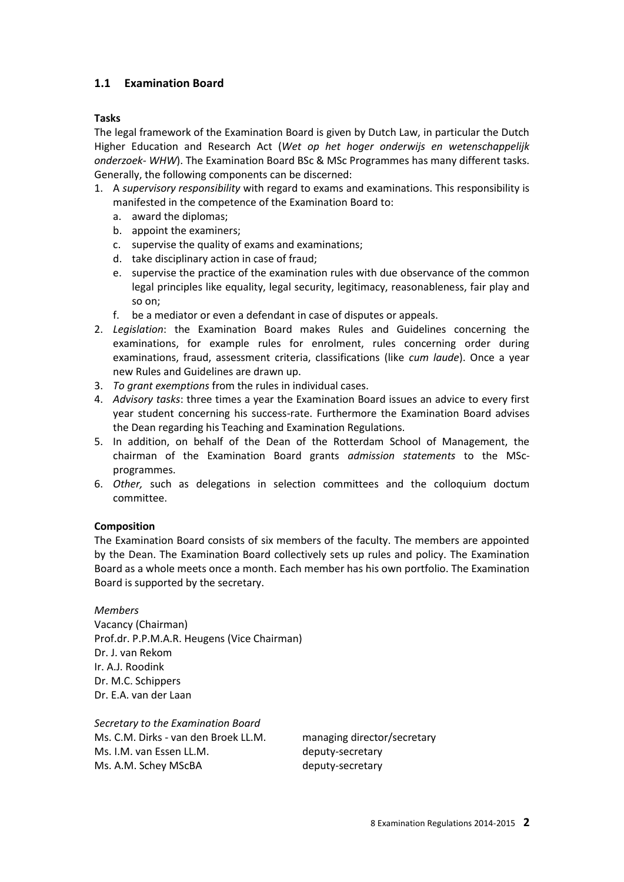## 1.1 Examination Board

**Tasks**

The legal framework of the Examination Board is given by Dutch Law, in particular the Dutch Higher Education and Research Act (*Wet op het hoger onderwijs en wetenschappelijk onderzoek- WHW*). The Examination Board BSc & MSc Programmes has many different tasks. Generally, the following components can be discerned:

1. A *supervisory responsibility* with regard to exams and examinations. This responsibility is manifested in the competence of the Examination Board to:
   a. award the diplomas;
   b. appoint the examiners;
   c. supervise the quality of exams and examinations;
   d. take disciplinary action in case of fraud;
   e. supervise the practice of the examination rules with due observance of the common legal principles like equality, legal security, legitimacy, reasonableness, fair play and so on;
   f. be a mediator or even a defendant in case of disputes or appeals.
2. *Legislation*: the Examination Board makes Rules and Guidelines concerning the examinations, for example rules for enrolment, rules concerning order during examinations, fraud, assessment criteria, classifications (like *cum laude*). Once a year new Rules and Guidelines are drawn up.
3. *To grant exemptions* from the rules in individual cases.
4. *Advisory tasks*: three times a year the Examination Board issues an advice to every first year student concerning his success-rate. Furthermore the Examination Board advises the Dean regarding his Teaching and Examination Regulations.
5. In addition, on behalf of the Dean of the Rotterdam School of Management, the chairman of the Examination Board grants *admission statements* to the MSc-programmes.
6. *Other,* such as delegations in selection committees and the colloquium doctum committee.

**Composition**

The Examination Board consists of six members of the faculty. The members are appointed by the Dean. The Examination Board collectively sets up rules and policy. The Examination Board as a whole meets once a month. Each member has his own portfolio. The Examination Board is supported by the secretary.

*Members*

Vacancy (Chairman)
Prof.dr. P.P.M.A.R. Heugens (Vice Chairman)
Dr. J. van Rekom
Ir. A.J. Roodink
Dr. M.C. Schippers
Dr. E.A. van der Laan

*Secretary to the Examination Board*

| | |
|---|---|
| Ms. C.M. Dirks - van den Broek LL.M. | managing director/secretary |
| Ms. I.M. van Essen LL.M. | deputy-secretary |
| Ms. A.M. Schey MScBA | deputy-secretary |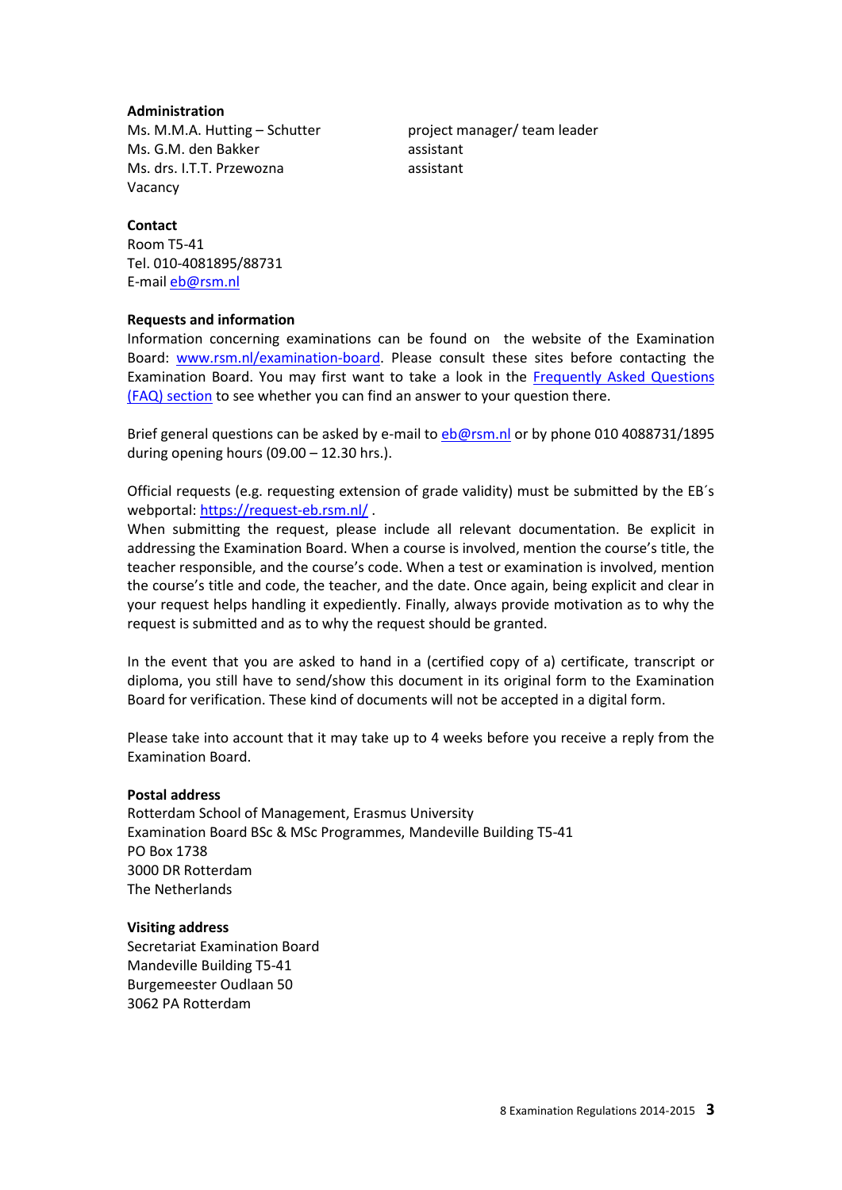**Administration**

| | |
|---|---|
| Ms. M.M.A. Hutting – Schutter | project manager/ team leader |
| Ms. G.M. den Bakker | assistant |
| Ms. drs. I.T.T. Przewozna | assistant |
| Vacancy | |

**Contact**

Room T5-41
Tel. 010-4081895/88731
E-mail [eb@rsm.nl](mailto:eb@rsm.nl)

**Requests and information**

Information concerning examinations can be found on the website of the Examination Board: [www.rsm.nl/examination-board](http://www.rsm.nl/examination-board). Please consult these sites before contacting the Examination Board. You may first want to take a look in the [Frequently Asked Questions (FAQ) section](#) to see whether you can find an answer to your question there.

Brief general questions can be asked by e-mail to [eb@rsm.nl](mailto:eb@rsm.nl) or by phone 010 4088731/1895 during opening hours (09.00 – 12.30 hrs.).

Official requests (e.g. requesting extension of grade validity) must be submitted by the EB´s webportal: [https://request-eb.rsm.nl/](https://request-eb.rsm.nl/) .
When submitting the request, please include all relevant documentation. Be explicit in addressing the Examination Board. When a course is involved, mention the course's title, the teacher responsible, and the course's code. When a test or examination is involved, mention the course's title and code, the teacher, and the date. Once again, being explicit and clear in your request helps handling it expediently. Finally, always provide motivation as to why the request is submitted and as to why the request should be granted.

In the event that you are asked to hand in a (certified copy of a) certificate, transcript or diploma, you still have to send/show this document in its original form to the Examination Board for verification. These kind of documents will not be accepted in a digital form.

Please take into account that it may take up to 4 weeks before you receive a reply from the Examination Board.

**Postal address**

Rotterdam School of Management, Erasmus University
Examination Board BSc & MSc Programmes, Mandeville Building T5-41
PO Box 1738
3000 DR Rotterdam
The Netherlands

**Visiting address**

Secretariat Examination Board
Mandeville Building T5-41
Burgemeester Oudlaan 50
3062 PA Rotterdam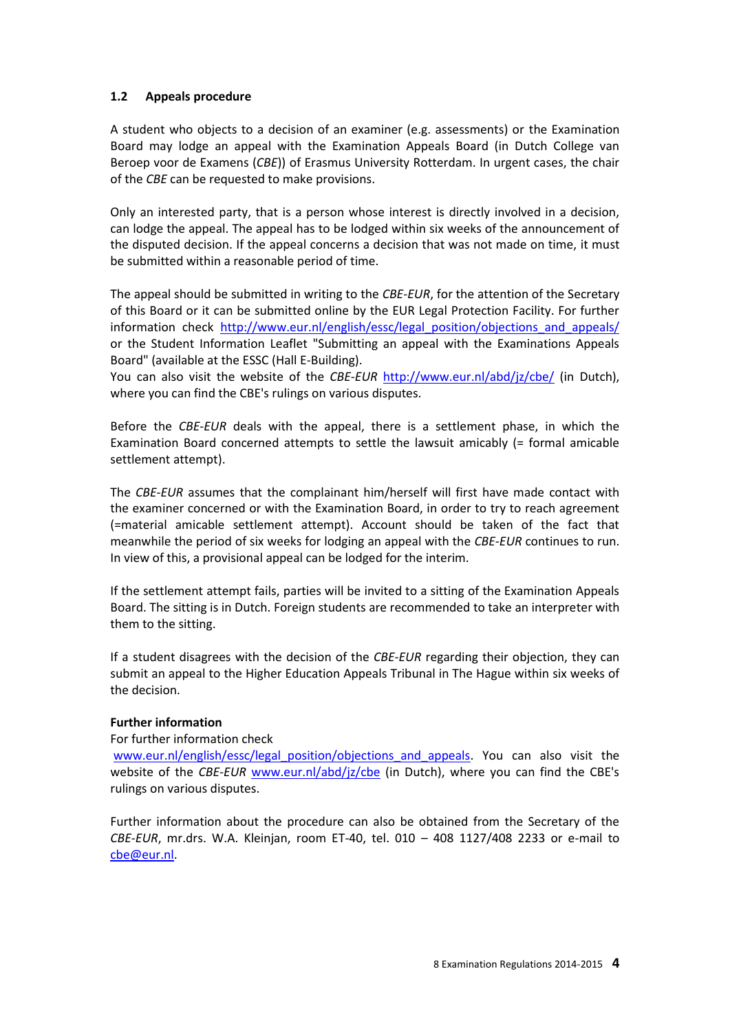## 1.2 Appeals procedure

A student who objects to a decision of an examiner (e.g. assessments) or the Examination Board may lodge an appeal with the Examination Appeals Board (in Dutch College van Beroep voor de Examens (*CBE*)) of Erasmus University Rotterdam. In urgent cases, the chair of the *CBE* can be requested to make provisions.

Only an interested party, that is a person whose interest is directly involved in a decision, can lodge the appeal. The appeal has to be lodged within six weeks of the announcement of the disputed decision. If the appeal concerns a decision that was not made on time, it must be submitted within a reasonable period of time.

The appeal should be submitted in writing to the *CBE-EUR*, for the attention of the Secretary of this Board or it can be submitted online by the EUR Legal Protection Facility. For further information check http://www.eur.nl/english/essc/legal_position/objections_and_appeals/ or the Student Information Leaflet "Submitting an appeal with the Examinations Appeals Board" (available at the ESSC (Hall E-Building).
You can also visit the website of the *CBE-EUR* http://www.eur.nl/abd/jz/cbe/ (in Dutch), where you can find the CBE's rulings on various disputes.

Before the *CBE-EUR* deals with the appeal, there is a settlement phase, in which the Examination Board concerned attempts to settle the lawsuit amicably (= formal amicable settlement attempt).

The *CBE-EUR* assumes that the complainant him/herself will first have made contact with the examiner concerned or with the Examination Board, in order to try to reach agreement (=material amicable settlement attempt). Account should be taken of the fact that meanwhile the period of six weeks for lodging an appeal with the *CBE-EUR* continues to run. In view of this, a provisional appeal can be lodged for the interim.

If the settlement attempt fails, parties will be invited to a sitting of the Examination Appeals Board. The sitting is in Dutch. Foreign students are recommended to take an interpreter with them to the sitting.

If a student disagrees with the decision of the *CBE-EUR* regarding their objection, they can submit an appeal to the Higher Education Appeals Tribunal in The Hague within six weeks of the decision.

**Further information**

For further information check
www.eur.nl/english/essc/legal_position/objections_and_appeals. You can also visit the website of the *CBE-EUR* www.eur.nl/abd/jz/cbe (in Dutch), where you can find the CBE's rulings on various disputes.

Further information about the procedure can also be obtained from the Secretary of the *CBE-EUR*, mr.drs. W.A. Kleinjan, room ET-40, tel. 010 – 408 1127/408 2233 or e-mail to cbe@eur.nl.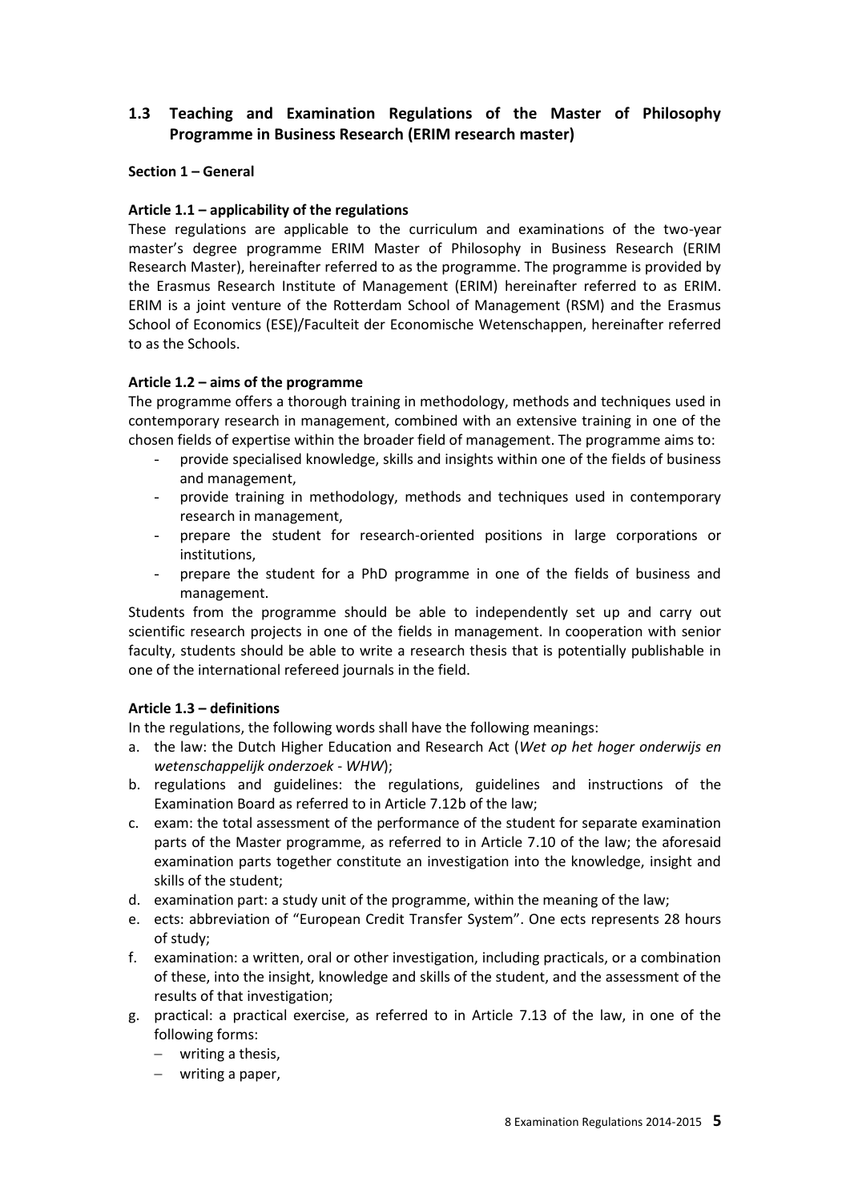## 1.3 Teaching and Examination Regulations of the Master of Philosophy Programme in Business Research (ERIM research master)

**Section 1 – General**

**Article 1.1 – applicability of the regulations**

These regulations are applicable to the curriculum and examinations of the two-year master's degree programme ERIM Master of Philosophy in Business Research (ERIM Research Master), hereinafter referred to as the programme. The programme is provided by the Erasmus Research Institute of Management (ERIM) hereinafter referred to as ERIM. ERIM is a joint venture of the Rotterdam School of Management (RSM) and the Erasmus School of Economics (ESE)/Faculteit der Economische Wetenschappen, hereinafter referred to as the Schools.

**Article 1.2 – aims of the programme**

The programme offers a thorough training in methodology, methods and techniques used in contemporary research in management, combined with an extensive training in one of the chosen fields of expertise within the broader field of management. The programme aims to:

- provide specialised knowledge, skills and insights within one of the fields of business and management,
- provide training in methodology, methods and techniques used in contemporary research in management,
- prepare the student for research-oriented positions in large corporations or institutions,
- prepare the student for a PhD programme in one of the fields of business and management.

Students from the programme should be able to independently set up and carry out scientific research projects in one of the fields in management. In cooperation with senior faculty, students should be able to write a research thesis that is potentially publishable in one of the international refereed journals in the field.

**Article 1.3 – definitions**

In the regulations, the following words shall have the following meanings:

a. the law: the Dutch Higher Education and Research Act (*Wet op het hoger onderwijs en wetenschappelijk onderzoek - WHW*);
b. regulations and guidelines: the regulations, guidelines and instructions of the Examination Board as referred to in Article 7.12b of the law;
c. exam: the total assessment of the performance of the student for separate examination parts of the Master programme, as referred to in Article 7.10 of the law; the aforesaid examination parts together constitute an investigation into the knowledge, insight and skills of the student;
d. examination part: a study unit of the programme, within the meaning of the law;
e. ects: abbreviation of "European Credit Transfer System". One ects represents 28 hours of study;
f. examination: a written, oral or other investigation, including practicals, or a combination of these, into the insight, knowledge and skills of the student, and the assessment of the results of that investigation;
g. practical: a practical exercise, as referred to in Article 7.13 of the law, in one of the following forms:
   - writing a thesis,
   - writing a paper,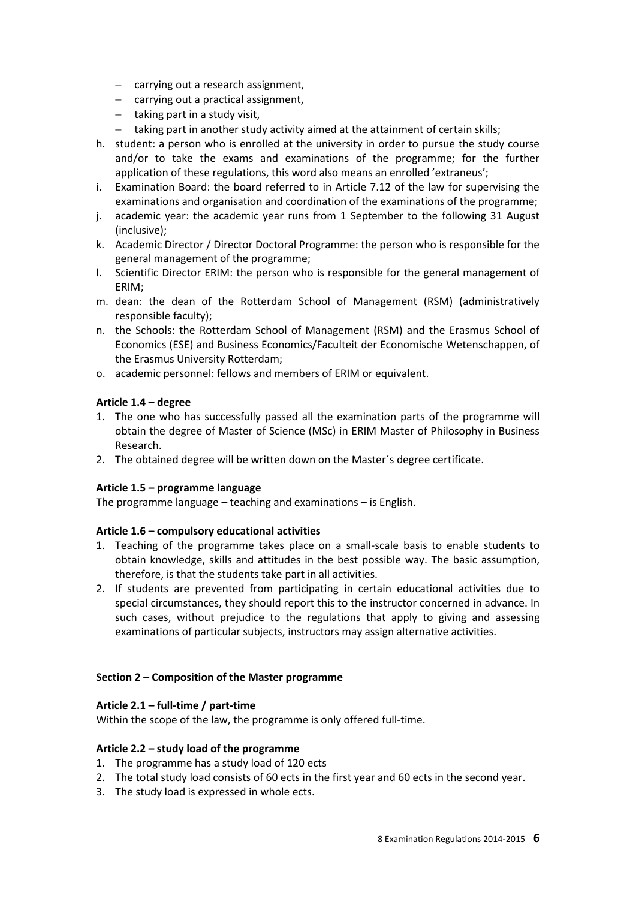- carrying out a research assignment,
- carrying out a practical assignment,
- taking part in a study visit,
- taking part in another study activity aimed at the attainment of certain skills;

h. student: a person who is enrolled at the university in order to pursue the study course and/or to take the exams and examinations of the programme; for the further application of these regulations, this word also means an enrolled 'extraneus';

i. Examination Board: the board referred to in Article 7.12 of the law for supervising the examinations and organisation and coordination of the examinations of the programme;

j. academic year: the academic year runs from 1 September to the following 31 August (inclusive);

k. Academic Director / Director Doctoral Programme: the person who is responsible for the general management of the programme;

l. Scientific Director ERIM: the person who is responsible for the general management of ERIM;

m. dean: the dean of the Rotterdam School of Management (RSM) (administratively responsible faculty);

n. the Schools: the Rotterdam School of Management (RSM) and the Erasmus School of Economics (ESE) and Business Economics/Faculteit der Economische Wetenschappen, of the Erasmus University Rotterdam;

o. academic personnel: fellows and members of ERIM or equivalent.

**Article 1.4 – degree**

1. The one who has successfully passed all the examination parts of the programme will obtain the degree of Master of Science (MSc) in ERIM Master of Philosophy in Business Research.
2. The obtained degree will be written down on the Master´s degree certificate.

**Article 1.5 – programme language**

The programme language – teaching and examinations – is English.

**Article 1.6 – compulsory educational activities**

1. Teaching of the programme takes place on a small-scale basis to enable students to obtain knowledge, skills and attitudes in the best possible way. The basic assumption, therefore, is that the students take part in all activities.
2. If students are prevented from participating in certain educational activities due to special circumstances, they should report this to the instructor concerned in advance. In such cases, without prejudice to the regulations that apply to giving and assessing examinations of particular subjects, instructors may assign alternative activities.

**Section 2 – Composition of the Master programme**

**Article 2.1 – full-time / part-time**

Within the scope of the law, the programme is only offered full-time.

**Article 2.2 – study load of the programme**

1. The programme has a study load of 120 ects
2. The total study load consists of 60 ects in the first year and 60 ects in the second year.
3. The study load is expressed in whole ects.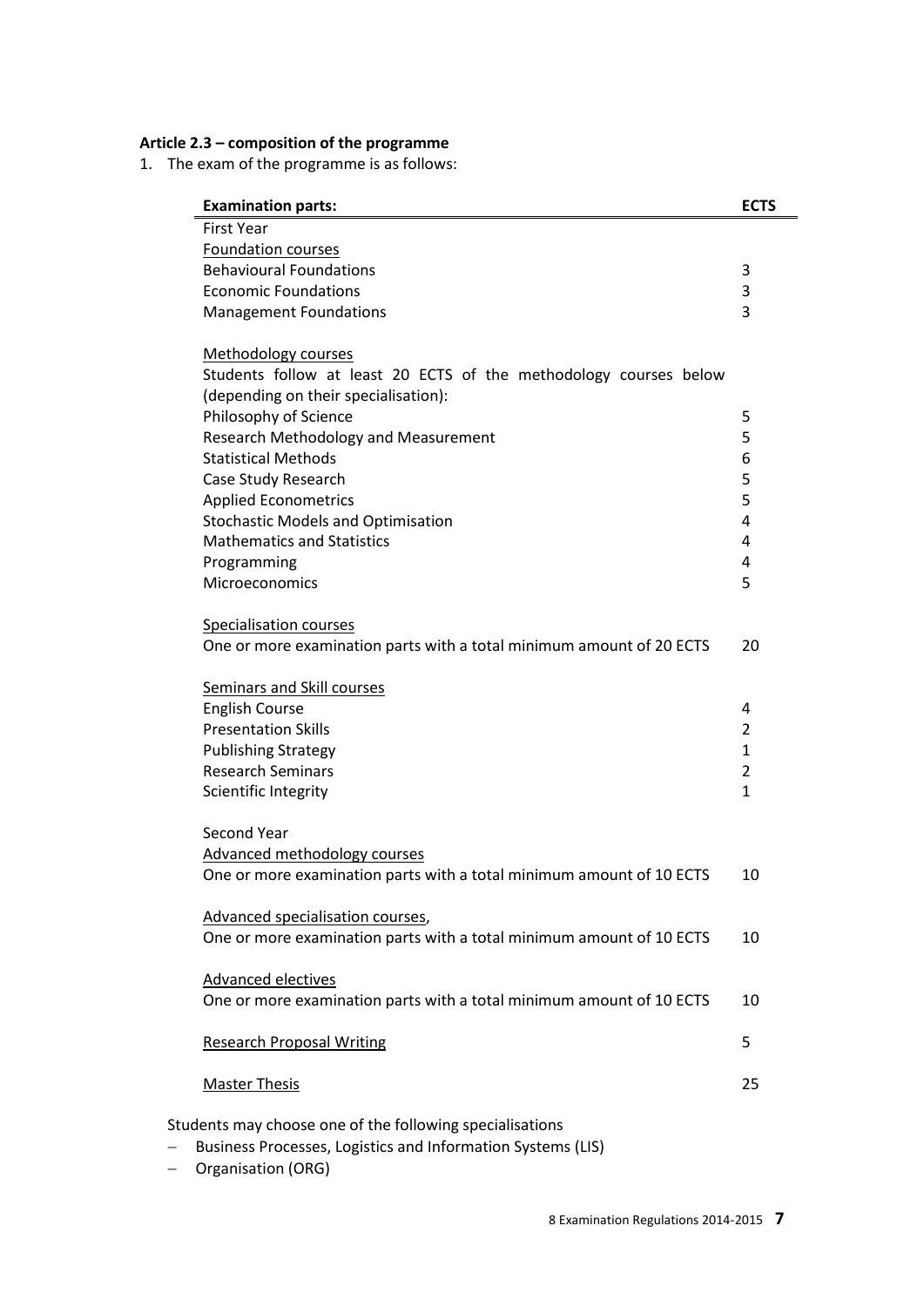**Article 2.3 – composition of the programme**

1. The exam of the programme is as follows:

| Examination parts: | ECTS |
|---|---|
| First Year | |
| <u>Foundation courses</u> | |
| Behavioural Foundations | 3 |
| Economic Foundations | 3 |
| Management Foundations | 3 |
| | |
| <u>Methodology courses</u> | |
| Students follow at least 20 ECTS of the methodology courses below (depending on their specialisation): | |
| Philosophy of Science | 5 |
| Research Methodology and Measurement | 5 |
| Statistical Methods | 6 |
| Case Study Research | 5 |
| Applied Econometrics | 5 |
| Stochastic Models and Optimisation | 4 |
| Mathematics and Statistics | 4 |
| Programming | 4 |
| Microeconomics | 5 |
| | |
| <u>Specialisation courses</u> | |
| One or more examination parts with a total minimum amount of 20 ECTS | 20 |
| | |
| <u>Seminars and Skill courses</u> | |
| English Course | 4 |
| Presentation Skills | 2 |
| Publishing Strategy | 1 |
| Research Seminars | 2 |
| Scientific Integrity | 1 |
| | |
| Second Year | |
| <u>Advanced methodology courses</u> | |
| One or more examination parts with a total minimum amount of 10 ECTS | 10 |
| | |
| <u>Advanced specialisation courses</u>, | |
| One or more examination parts with a total minimum amount of 10 ECTS | 10 |
| | |
| <u>Advanced electives</u> | |
| One or more examination parts with a total minimum amount of 10 ECTS | 10 |
| | |
| <u>Research Proposal Writing</u> | 5 |
| | |
| <u>Master Thesis</u> | 25 |

Students may choose one of the following specialisations

- Business Processes, Logistics and Information Systems (LIS)
- Organisation (ORG)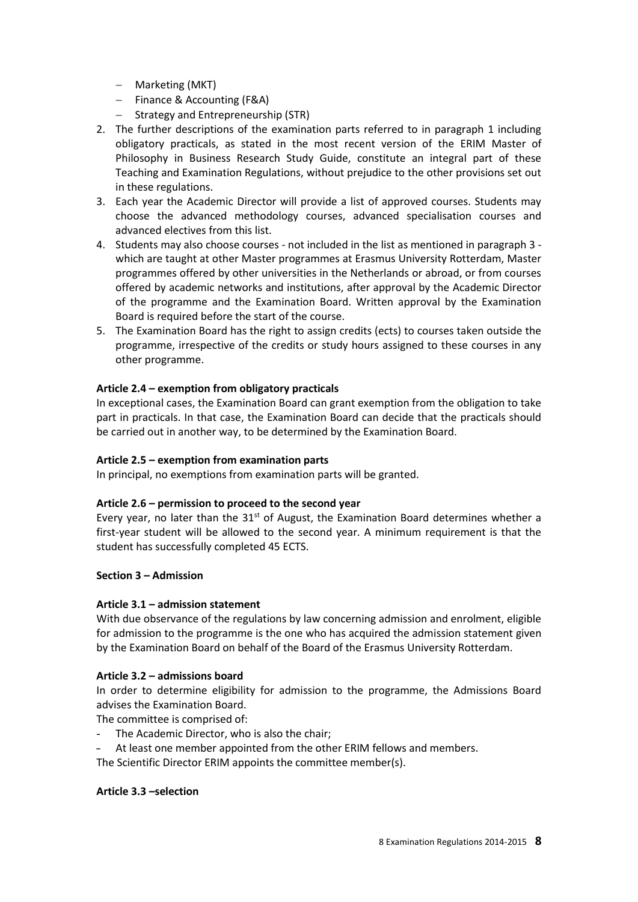- Marketing (MKT)
- Finance & Accounting (F&A)
- Strategy and Entrepreneurship (STR)

2. The further descriptions of the examination parts referred to in paragraph 1 including obligatory practicals, as stated in the most recent version of the ERIM Master of Philosophy in Business Research Study Guide, constitute an integral part of these Teaching and Examination Regulations, without prejudice to the other provisions set out in these regulations.
3. Each year the Academic Director will provide a list of approved courses. Students may choose the advanced methodology courses, advanced specialisation courses and advanced electives from this list.
4. Students may also choose courses - not included in the list as mentioned in paragraph 3 - which are taught at other Master programmes at Erasmus University Rotterdam, Master programmes offered by other universities in the Netherlands or abroad, or from courses offered by academic networks and institutions, after approval by the Academic Director of the programme and the Examination Board. Written approval by the Examination Board is required before the start of the course.
5. The Examination Board has the right to assign credits (ects) to courses taken outside the programme, irrespective of the credits or study hours assigned to these courses in any other programme.

**Article 2.4 – exemption from obligatory practicals**

In exceptional cases, the Examination Board can grant exemption from the obligation to take part in practicals. In that case, the Examination Board can decide that the practicals should be carried out in another way, to be determined by the Examination Board.

**Article 2.5 – exemption from examination parts**

In principal, no exemptions from examination parts will be granted.

**Article 2.6 – permission to proceed to the second year**

Every year, no later than the 31st of August, the Examination Board determines whether a first-year student will be allowed to the second year. A minimum requirement is that the student has successfully completed 45 ECTS.

**Section 3 – Admission**

**Article 3.1 – admission statement**

With due observance of the regulations by law concerning admission and enrolment, eligible for admission to the programme is the one who has acquired the admission statement given by the Examination Board on behalf of the Board of the Erasmus University Rotterdam.

**Article 3.2 – admissions board**

In order to determine eligibility for admission to the programme, the Admissions Board advises the Examination Board.

The committee is comprised of:

- The Academic Director, who is also the chair;
- At least one member appointed from the other ERIM fellows and members.

The Scientific Director ERIM appoints the committee member(s).

**Article 3.3 –selection**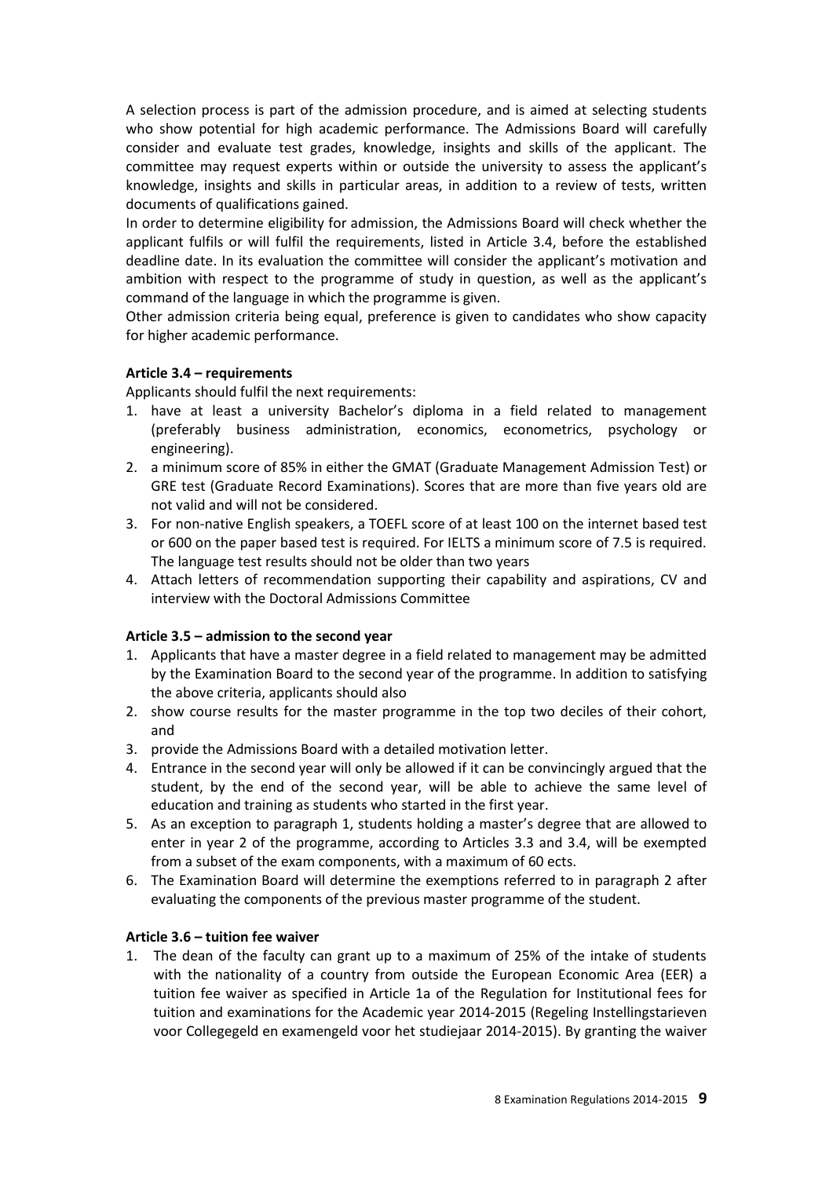A selection process is part of the admission procedure, and is aimed at selecting students who show potential for high academic performance. The Admissions Board will carefully consider and evaluate test grades, knowledge, insights and skills of the applicant. The committee may request experts within or outside the university to assess the applicant's knowledge, insights and skills in particular areas, in addition to a review of tests, written documents of qualifications gained.
In order to determine eligibility for admission, the Admissions Board will check whether the applicant fulfils or will fulfil the requirements, listed in Article 3.4, before the established deadline date. In its evaluation the committee will consider the applicant's motivation and ambition with respect to the programme of study in question, as well as the applicant's command of the language in which the programme is given.
Other admission criteria being equal, preference is given to candidates who show capacity for higher academic performance.

**Article 3.4 – requirements**

Applicants should fulfil the next requirements:

1. have at least a university Bachelor's diploma in a field related to management (preferably business administration, economics, econometrics, psychology or engineering).
2. a minimum score of 85% in either the GMAT (Graduate Management Admission Test) or GRE test (Graduate Record Examinations). Scores that are more than five years old are not valid and will not be considered.
3. For non-native English speakers, a TOEFL score of at least 100 on the internet based test or 600 on the paper based test is required. For IELTS a minimum score of 7.5 is required. The language test results should not be older than two years
4. Attach letters of recommendation supporting their capability and aspirations, CV and interview with the Doctoral Admissions Committee

**Article 3.5 – admission to the second year**

1. Applicants that have a master degree in a field related to management may be admitted by the Examination Board to the second year of the programme. In addition to satisfying the above criteria, applicants should also
2. show course results for the master programme in the top two deciles of their cohort, and
3. provide the Admissions Board with a detailed motivation letter.
4. Entrance in the second year will only be allowed if it can be convincingly argued that the student, by the end of the second year, will be able to achieve the same level of education and training as students who started in the first year.
5. As an exception to paragraph 1, students holding a master's degree that are allowed to enter in year 2 of the programme, according to Articles 3.3 and 3.4, will be exempted from a subset of the exam components, with a maximum of 60 ects.
6. The Examination Board will determine the exemptions referred to in paragraph 2 after evaluating the components of the previous master programme of the student.

**Article 3.6 – tuition fee waiver**

1. The dean of the faculty can grant up to a maximum of 25% of the intake of students with the nationality of a country from outside the European Economic Area (EER) a tuition fee waiver as specified in Article 1a of the Regulation for Institutional fees for tuition and examinations for the Academic year 2014-2015 (Regeling Instellingstarieven voor Collegegeld en examengeld voor het studiejaar 2014-2015). By granting the waiver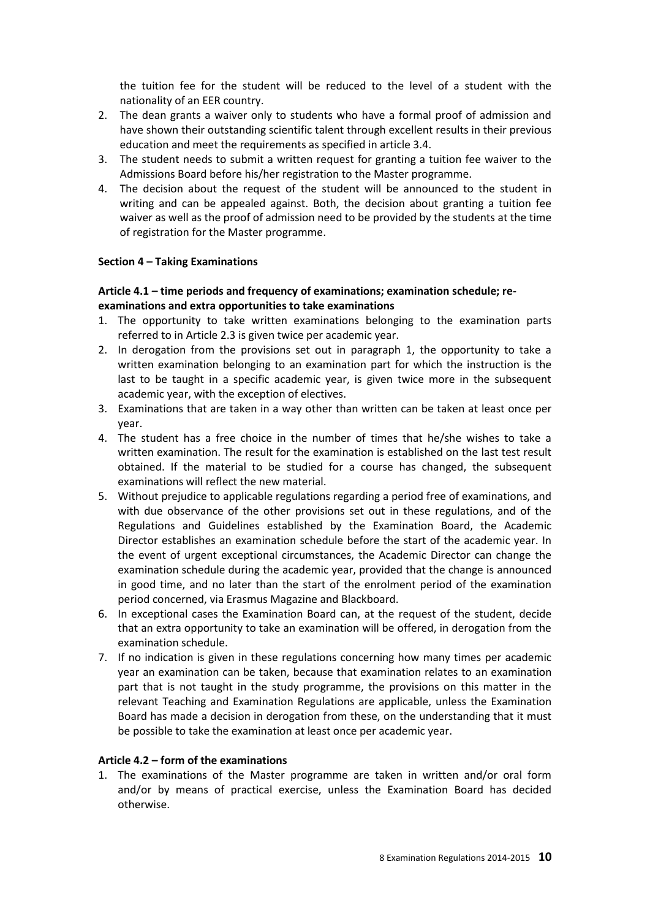the tuition fee for the student will be reduced to the level of a student with the nationality of an EER country.

2. The dean grants a waiver only to students who have a formal proof of admission and have shown their outstanding scientific talent through excellent results in their previous education and meet the requirements as specified in article 3.4.
3. The student needs to submit a written request for granting a tuition fee waiver to the Admissions Board before his/her registration to the Master programme.
4. The decision about the request of the student will be announced to the student in writing and can be appealed against. Both, the decision about granting a tuition fee waiver as well as the proof of admission need to be provided by the students at the time of registration for the Master programme.

**Section 4 – Taking Examinations**

**Article 4.1 – time periods and frequency of examinations; examination schedule; re-examinations and extra opportunities to take examinations**

1. The opportunity to take written examinations belonging to the examination parts referred to in Article 2.3 is given twice per academic year.
2. In derogation from the provisions set out in paragraph 1, the opportunity to take a written examination belonging to an examination part for which the instruction is the last to be taught in a specific academic year, is given twice more in the subsequent academic year, with the exception of electives.
3. Examinations that are taken in a way other than written can be taken at least once per year.
4. The student has a free choice in the number of times that he/she wishes to take a written examination. The result for the examination is established on the last test result obtained. If the material to be studied for a course has changed, the subsequent examinations will reflect the new material.
5. Without prejudice to applicable regulations regarding a period free of examinations, and with due observance of the other provisions set out in these regulations, and of the Regulations and Guidelines established by the Examination Board, the Academic Director establishes an examination schedule before the start of the academic year. In the event of urgent exceptional circumstances, the Academic Director can change the examination schedule during the academic year, provided that the change is announced in good time, and no later than the start of the enrolment period of the examination period concerned, via Erasmus Magazine and Blackboard.
6. In exceptional cases the Examination Board can, at the request of the student, decide that an extra opportunity to take an examination will be offered, in derogation from the examination schedule.
7. If no indication is given in these regulations concerning how many times per academic year an examination can be taken, because that examination relates to an examination part that is not taught in the study programme, the provisions on this matter in the relevant Teaching and Examination Regulations are applicable, unless the Examination Board has made a decision in derogation from these, on the understanding that it must be possible to take the examination at least once per academic year.

**Article 4.2 – form of the examinations**

1. The examinations of the Master programme are taken in written and/or oral form and/or by means of practical exercise, unless the Examination Board has decided otherwise.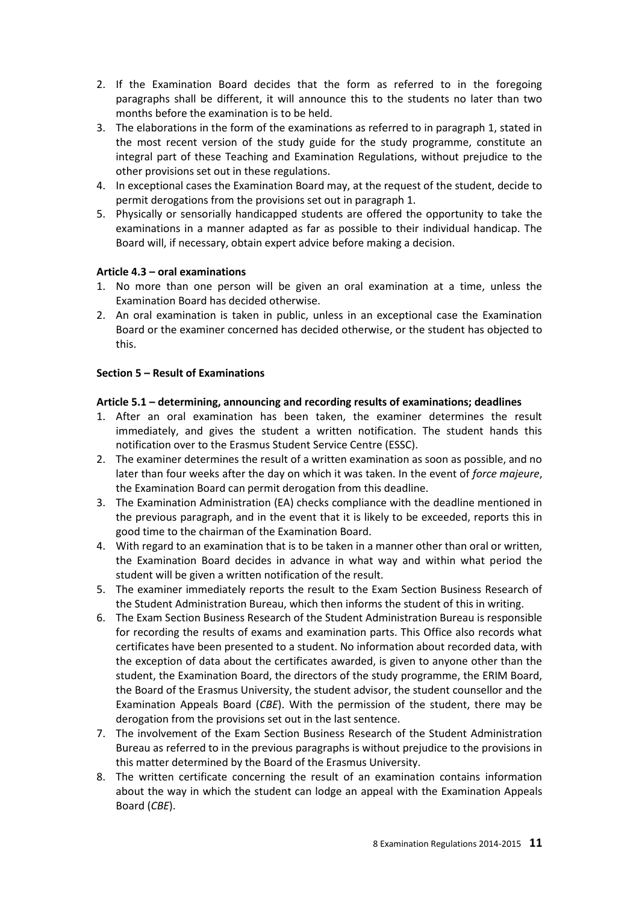2. If the Examination Board decides that the form as referred to in the foregoing paragraphs shall be different, it will announce this to the students no later than two months before the examination is to be held.
3. The elaborations in the form of the examinations as referred to in paragraph 1, stated in the most recent version of the study guide for the study programme, constitute an integral part of these Teaching and Examination Regulations, without prejudice to the other provisions set out in these regulations.
4. In exceptional cases the Examination Board may, at the request of the student, decide to permit derogations from the provisions set out in paragraph 1.
5. Physically or sensorially handicapped students are offered the opportunity to take the examinations in a manner adapted as far as possible to their individual handicap. The Board will, if necessary, obtain expert advice before making a decision.

**Article 4.3 – oral examinations**

1. No more than one person will be given an oral examination at a time, unless the Examination Board has decided otherwise.
2. An oral examination is taken in public, unless in an exceptional case the Examination Board or the examiner concerned has decided otherwise, or the student has objected to this.

**Section 5 – Result of Examinations**

**Article 5.1 – determining, announcing and recording results of examinations; deadlines**

1. After an oral examination has been taken, the examiner determines the result immediately, and gives the student a written notification. The student hands this notification over to the Erasmus Student Service Centre (ESSC).
2. The examiner determines the result of a written examination as soon as possible, and no later than four weeks after the day on which it was taken. In the event of *force majeure*, the Examination Board can permit derogation from this deadline.
3. The Examination Administration (EA) checks compliance with the deadline mentioned in the previous paragraph, and in the event that it is likely to be exceeded, reports this in good time to the chairman of the Examination Board.
4. With regard to an examination that is to be taken in a manner other than oral or written, the Examination Board decides in advance in what way and within what period the student will be given a written notification of the result.
5. The examiner immediately reports the result to the Exam Section Business Research of the Student Administration Bureau, which then informs the student of this in writing.
6. The Exam Section Business Research of the Student Administration Bureau is responsible for recording the results of exams and examination parts. This Office also records what certificates have been presented to a student. No information about recorded data, with the exception of data about the certificates awarded, is given to anyone other than the student, the Examination Board, the directors of the study programme, the ERIM Board, the Board of the Erasmus University, the student advisor, the student counsellor and the Examination Appeals Board (*CBE*). With the permission of the student, there may be derogation from the provisions set out in the last sentence.
7. The involvement of the Exam Section Business Research of the Student Administration Bureau as referred to in the previous paragraphs is without prejudice to the provisions in this matter determined by the Board of the Erasmus University.
8. The written certificate concerning the result of an examination contains information about the way in which the student can lodge an appeal with the Examination Appeals Board (*CBE*).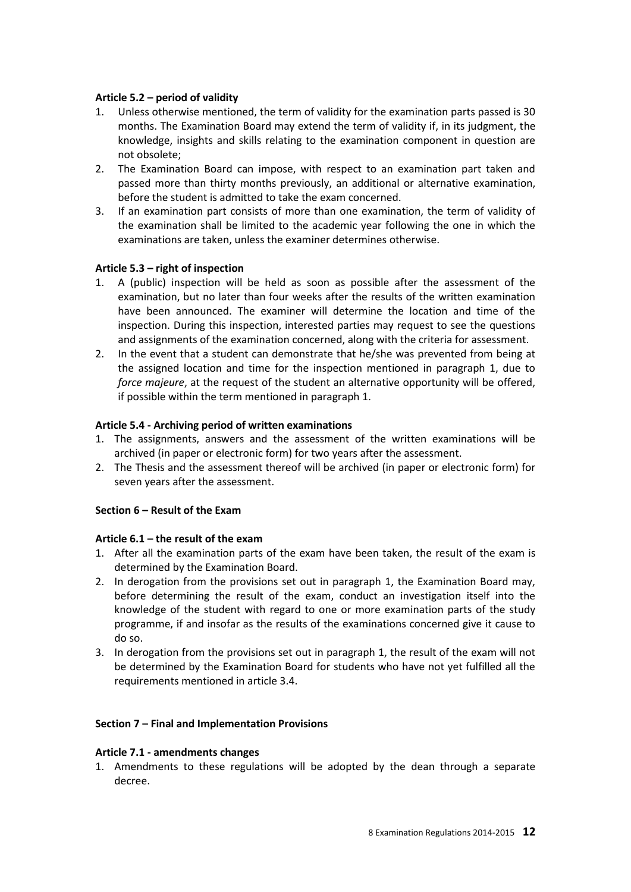**Article 5.2 – period of validity**

1. Unless otherwise mentioned, the term of validity for the examination parts passed is 30 months. The Examination Board may extend the term of validity if, in its judgment, the knowledge, insights and skills relating to the examination component in question are not obsolete;
2. The Examination Board can impose, with respect to an examination part taken and passed more than thirty months previously, an additional or alternative examination, before the student is admitted to take the exam concerned.
3. If an examination part consists of more than one examination, the term of validity of the examination shall be limited to the academic year following the one in which the examinations are taken, unless the examiner determines otherwise.

**Article 5.3 – right of inspection**

1. A (public) inspection will be held as soon as possible after the assessment of the examination, but no later than four weeks after the results of the written examination have been announced. The examiner will determine the location and time of the inspection. During this inspection, interested parties may request to see the questions and assignments of the examination concerned, along with the criteria for assessment.
2. In the event that a student can demonstrate that he/she was prevented from being at the assigned location and time for the inspection mentioned in paragraph 1, due to *force majeure*, at the request of the student an alternative opportunity will be offered, if possible within the term mentioned in paragraph 1.

**Article 5.4 - Archiving period of written examinations**

1. The assignments, answers and the assessment of the written examinations will be archived (in paper or electronic form) for two years after the assessment.
2. The Thesis and the assessment thereof will be archived (in paper or electronic form) for seven years after the assessment.

**Section 6 – Result of the Exam**

**Article 6.1 – the result of the exam**

1. After all the examination parts of the exam have been taken, the result of the exam is determined by the Examination Board.
2. In derogation from the provisions set out in paragraph 1, the Examination Board may, before determining the result of the exam, conduct an investigation itself into the knowledge of the student with regard to one or more examination parts of the study programme, if and insofar as the results of the examinations concerned give it cause to do so.
3. In derogation from the provisions set out in paragraph 1, the result of the exam will not be determined by the Examination Board for students who have not yet fulfilled all the requirements mentioned in article 3.4.

**Section 7 – Final and Implementation Provisions**

**Article 7.1 - amendments changes**

1. Amendments to these regulations will be adopted by the dean through a separate decree.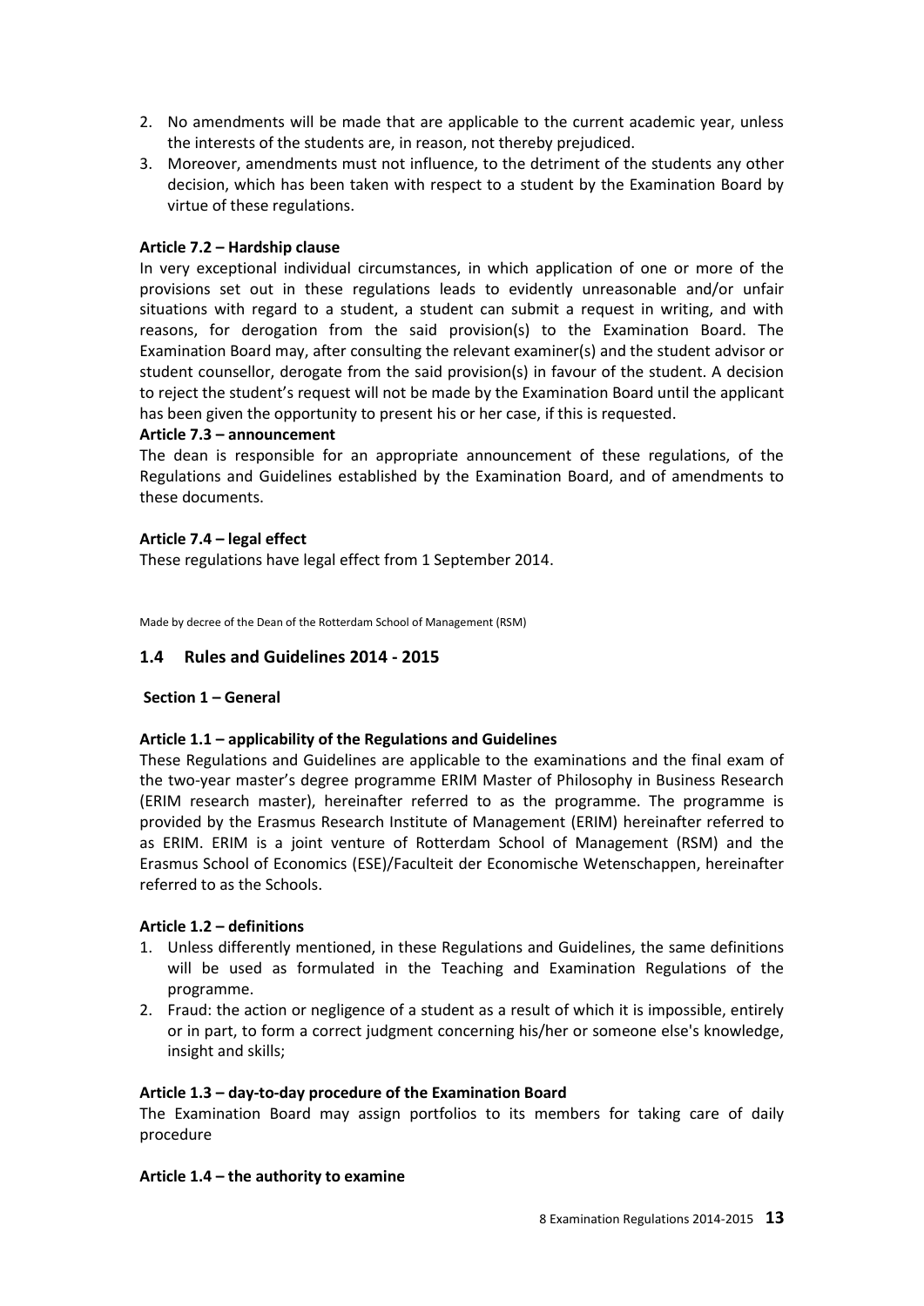2. No amendments will be made that are applicable to the current academic year, unless the interests of the students are, in reason, not thereby prejudiced.
3. Moreover, amendments must not influence, to the detriment of the students any other decision, which has been taken with respect to a student by the Examination Board by virtue of these regulations.

**Article 7.2 – Hardship clause**

In very exceptional individual circumstances, in which application of one or more of the provisions set out in these regulations leads to evidently unreasonable and/or unfair situations with regard to a student, a student can submit a request in writing, and with reasons, for derogation from the said provision(s) to the Examination Board. The Examination Board may, after consulting the relevant examiner(s) and the student advisor or student counsellor, derogate from the said provision(s) in favour of the student. A decision to reject the student's request will not be made by the Examination Board until the applicant has been given the opportunity to present his or her case, if this is requested.

**Article 7.3 – announcement**

The dean is responsible for an appropriate announcement of these regulations, of the Regulations and Guidelines established by the Examination Board, and of amendments to these documents.

**Article 7.4 – legal effect**

These regulations have legal effect from 1 September 2014.

Made by decree of the Dean of the Rotterdam School of Management (RSM)

## 1.4 Rules and Guidelines 2014 - 2015

**Section 1 – General**

**Article 1.1 – applicability of the Regulations and Guidelines**

These Regulations and Guidelines are applicable to the examinations and the final exam of the two-year master's degree programme ERIM Master of Philosophy in Business Research (ERIM research master), hereinafter referred to as the programme. The programme is provided by the Erasmus Research Institute of Management (ERIM) hereinafter referred to as ERIM. ERIM is a joint venture of Rotterdam School of Management (RSM) and the Erasmus School of Economics (ESE)/Faculteit der Economische Wetenschappen, hereinafter referred to as the Schools.

**Article 1.2 – definitions**

1. Unless differently mentioned, in these Regulations and Guidelines, the same definitions will be used as formulated in the Teaching and Examination Regulations of the programme.
2. Fraud: the action or negligence of a student as a result of which it is impossible, entirely or in part, to form a correct judgment concerning his/her or someone else's knowledge, insight and skills;

**Article 1.3 – day-to-day procedure of the Examination Board**

The Examination Board may assign portfolios to its members for taking care of daily procedure

**Article 1.4 – the authority to examine**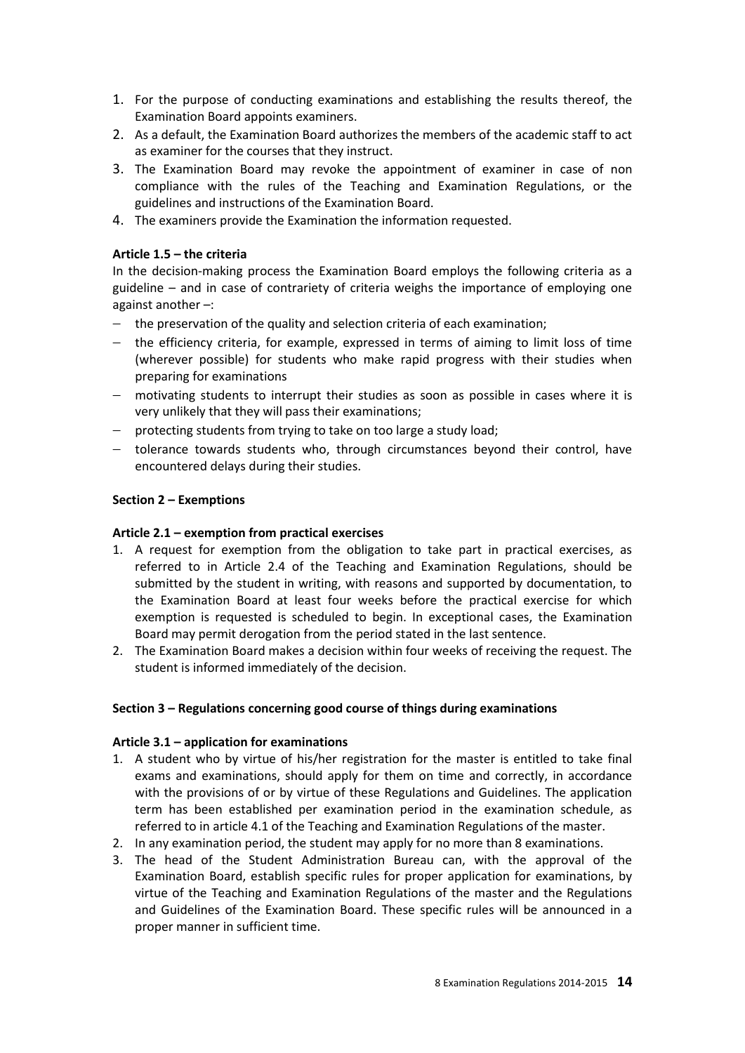1. For the purpose of conducting examinations and establishing the results thereof, the Examination Board appoints examiners.
2. As a default, the Examination Board authorizes the members of the academic staff to act as examiner for the courses that they instruct.
3. The Examination Board may revoke the appointment of examiner in case of non compliance with the rules of the Teaching and Examination Regulations, or the guidelines and instructions of the Examination Board.
4. The examiners provide the Examination the information requested.

**Article 1.5 – the criteria**

In the decision-making process the Examination Board employs the following criteria as a guideline – and in case of contrariety of criteria weighs the importance of employing one against another –:

- the preservation of the quality and selection criteria of each examination;
- the efficiency criteria, for example, expressed in terms of aiming to limit loss of time (wherever possible) for students who make rapid progress with their studies when preparing for examinations
- motivating students to interrupt their studies as soon as possible in cases where it is very unlikely that they will pass their examinations;
- protecting students from trying to take on too large a study load;
- tolerance towards students who, through circumstances beyond their control, have encountered delays during their studies.

**Section 2 – Exemptions**

**Article 2.1 – exemption from practical exercises**

1. A request for exemption from the obligation to take part in practical exercises, as referred to in Article 2.4 of the Teaching and Examination Regulations, should be submitted by the student in writing, with reasons and supported by documentation, to the Examination Board at least four weeks before the practical exercise for which exemption is requested is scheduled to begin. In exceptional cases, the Examination Board may permit derogation from the period stated in the last sentence.
2. The Examination Board makes a decision within four weeks of receiving the request. The student is informed immediately of the decision.

**Section 3 – Regulations concerning good course of things during examinations**

**Article 3.1 – application for examinations**

1. A student who by virtue of his/her registration for the master is entitled to take final exams and examinations, should apply for them on time and correctly, in accordance with the provisions of or by virtue of these Regulations and Guidelines. The application term has been established per examination period in the examination schedule, as referred to in article 4.1 of the Teaching and Examination Regulations of the master.
2. In any examination period, the student may apply for no more than 8 examinations.
3. The head of the Student Administration Bureau can, with the approval of the Examination Board, establish specific rules for proper application for examinations, by virtue of the Teaching and Examination Regulations of the master and the Regulations and Guidelines of the Examination Board. These specific rules will be announced in a proper manner in sufficient time.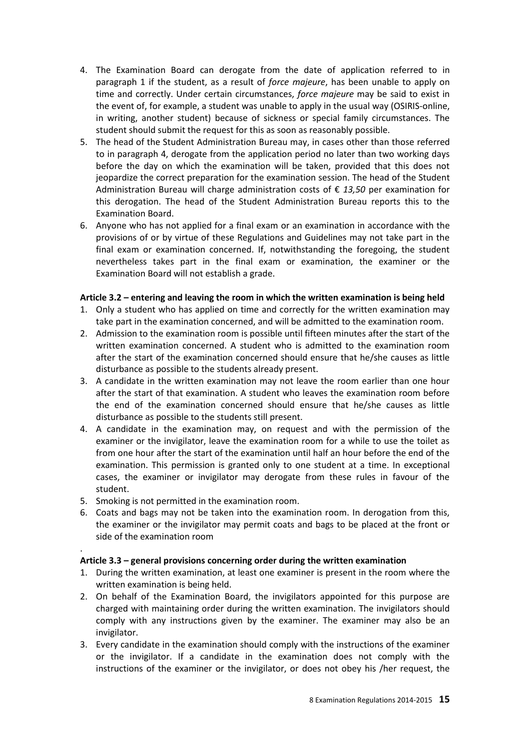4. The Examination Board can derogate from the date of application referred to in paragraph 1 if the student, as a result of *force majeure*, has been unable to apply on time and correctly. Under certain circumstances, *force majeure* may be said to exist in the event of, for example, a student was unable to apply in the usual way (OSIRIS-online, in writing, another student) because of sickness or special family circumstances. The student should submit the request for this as soon as reasonably possible.
5. The head of the Student Administration Bureau may, in cases other than those referred to in paragraph 4, derogate from the application period no later than two working days before the day on which the examination will be taken, provided that this does not jeopardize the correct preparation for the examination session. The head of the Student Administration Bureau will charge administration costs of € *13,50* per examination for this derogation. The head of the Student Administration Bureau reports this to the Examination Board.
6. Anyone who has not applied for a final exam or an examination in accordance with the provisions of or by virtue of these Regulations and Guidelines may not take part in the final exam or examination concerned. If, notwithstanding the foregoing, the student nevertheless takes part in the final exam or examination, the examiner or the Examination Board will not establish a grade.

**Article 3.2 – entering and leaving the room in which the written examination is being held**

1. Only a student who has applied on time and correctly for the written examination may take part in the examination concerned, and will be admitted to the examination room.
2. Admission to the examination room is possible until fifteen minutes after the start of the written examination concerned. A student who is admitted to the examination room after the start of the examination concerned should ensure that he/she causes as little disturbance as possible to the students already present.
3. A candidate in the written examination may not leave the room earlier than one hour after the start of that examination. A student who leaves the examination room before the end of the examination concerned should ensure that he/she causes as little disturbance as possible to the students still present.
4. A candidate in the examination may, on request and with the permission of the examiner or the invigilator, leave the examination room for a while to use the toilet as from one hour after the start of the examination until half an hour before the end of the examination. This permission is granted only to one student at a time. In exceptional cases, the examiner or invigilator may derogate from these rules in favour of the student.
5. Smoking is not permitted in the examination room.
6. Coats and bags may not be taken into the examination room. In derogation from this, the examiner or the invigilator may permit coats and bags to be placed at the front or side of the examination room

.

**Article 3.3 – general provisions concerning order during the written examination**

1. During the written examination, at least one examiner is present in the room where the written examination is being held.
2. On behalf of the Examination Board, the invigilators appointed for this purpose are charged with maintaining order during the written examination. The invigilators should comply with any instructions given by the examiner. The examiner may also be an invigilator.
3. Every candidate in the examination should comply with the instructions of the examiner or the invigilator. If a candidate in the examination does not comply with the instructions of the examiner or the invigilator, or does not obey his /her request, the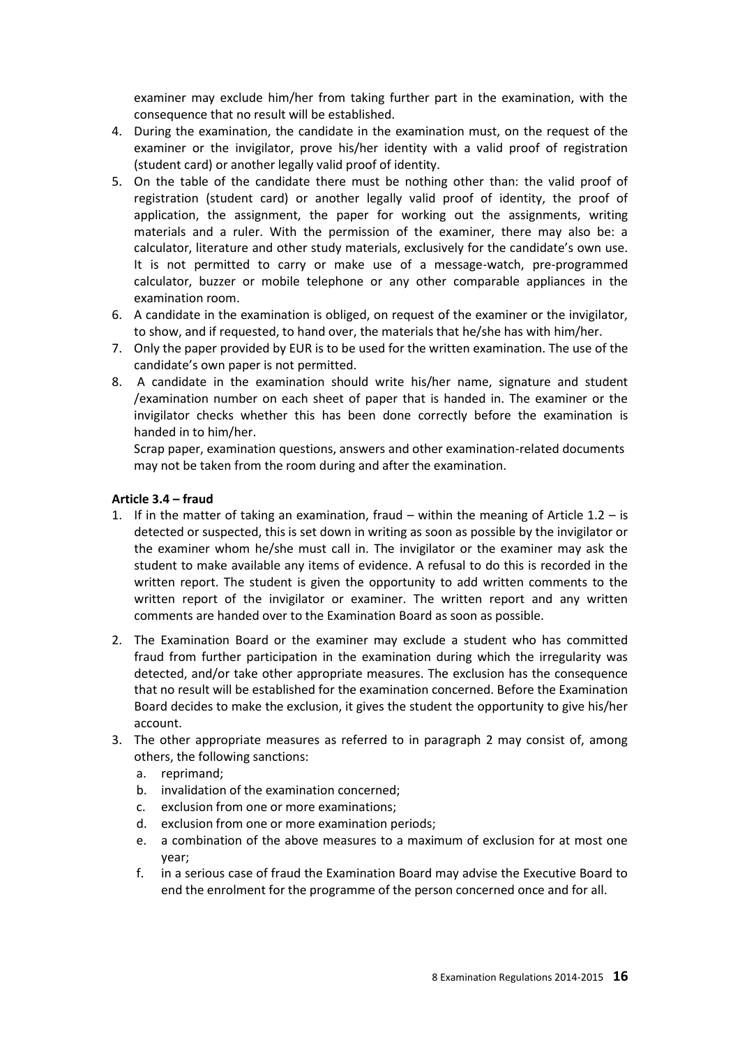examiner may exclude him/her from taking further part in the examination, with the consequence that no result will be established.

4. During the examination, the candidate in the examination must, on the request of the examiner or the invigilator, prove his/her identity with a valid proof of registration (student card) or another legally valid proof of identity.
5. On the table of the candidate there must be nothing other than: the valid proof of registration (student card) or another legally valid proof of identity, the proof of application, the assignment, the paper for working out the assignments, writing materials and a ruler. With the permission of the examiner, there may also be: a calculator, literature and other study materials, exclusively for the candidate's own use. It is not permitted to carry or make use of a message-watch, pre-programmed calculator, buzzer or mobile telephone or any other comparable appliances in the examination room.
6. A candidate in the examination is obliged, on request of the examiner or the invigilator, to show, and if requested, to hand over, the materials that he/she has with him/her.
7. Only the paper provided by EUR is to be used for the written examination. The use of the candidate's own paper is not permitted.
8. A candidate in the examination should write his/her name, signature and student /examination number on each sheet of paper that is handed in. The examiner or the invigilator checks whether this has been done correctly before the examination is handed in to him/her.
   Scrap paper, examination questions, answers and other examination-related documents may not be taken from the room during and after the examination.

**Article 3.4 – fraud**

1. If in the matter of taking an examination, fraud – within the meaning of Article 1.2 – is detected or suspected, this is set down in writing as soon as possible by the invigilator or the examiner whom he/she must call in. The invigilator or the examiner may ask the student to make available any items of evidence. A refusal to do this is recorded in the written report. The student is given the opportunity to add written comments to the written report of the invigilator or examiner. The written report and any written comments are handed over to the Examination Board as soon as possible.
2. The Examination Board or the examiner may exclude a student who has committed fraud from further participation in the examination during which the irregularity was detected, and/or take other appropriate measures. The exclusion has the consequence that no result will be established for the examination concerned. Before the Examination Board decides to make the exclusion, it gives the student the opportunity to give his/her account.
3. The other appropriate measures as referred to in paragraph 2 may consist of, among others, the following sanctions:
   a. reprimand;
   b. invalidation of the examination concerned;
   c. exclusion from one or more examinations;
   d. exclusion from one or more examination periods;
   e. a combination of the above measures to a maximum of exclusion for at most one year;
   f. in a serious case of fraud the Examination Board may advise the Executive Board to end the enrolment for the programme of the person concerned once and for all.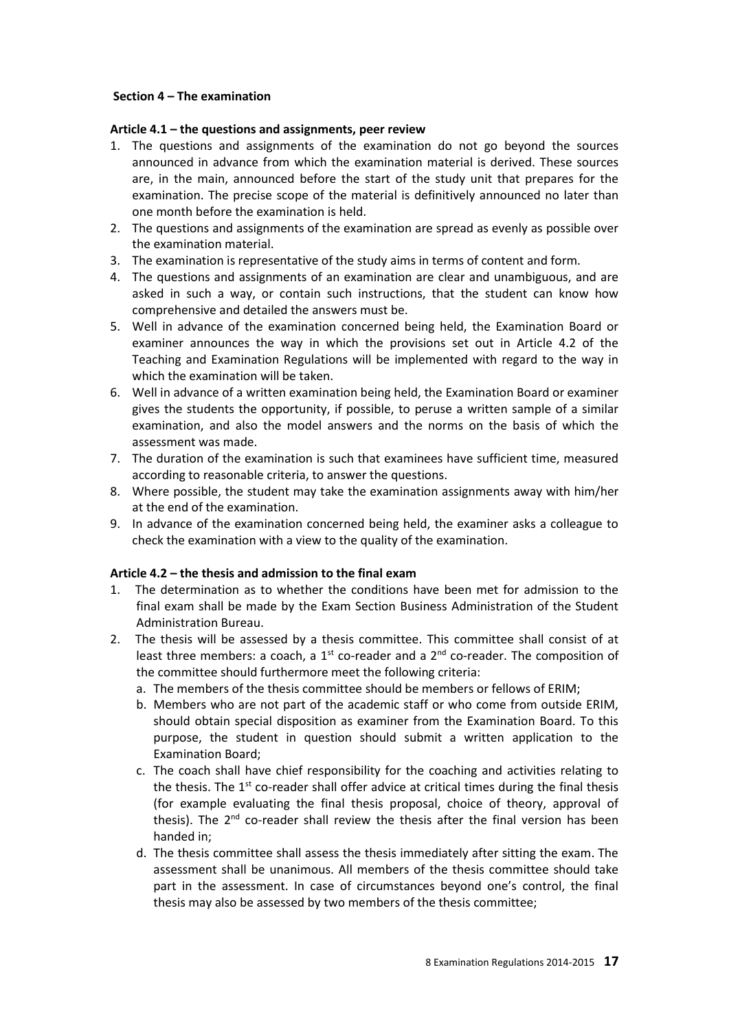## Section 4 – The examination

### Article 4.1 – the questions and assignments, peer review

1. The questions and assignments of the examination do not go beyond the sources announced in advance from which the examination material is derived. These sources are, in the main, announced before the start of the study unit that prepares for the examination. The precise scope of the material is definitively announced no later than one month before the examination is held.
2. The questions and assignments of the examination are spread as evenly as possible over the examination material.
3. The examination is representative of the study aims in terms of content and form.
4. The questions and assignments of an examination are clear and unambiguous, and are asked in such a way, or contain such instructions, that the student can know how comprehensive and detailed the answers must be.
5. Well in advance of the examination concerned being held, the Examination Board or examiner announces the way in which the provisions set out in Article 4.2 of the Teaching and Examination Regulations will be implemented with regard to the way in which the examination will be taken.
6. Well in advance of a written examination being held, the Examination Board or examiner gives the students the opportunity, if possible, to peruse a written sample of a similar examination, and also the model answers and the norms on the basis of which the assessment was made.
7. The duration of the examination is such that examinees have sufficient time, measured according to reasonable criteria, to answer the questions.
8. Where possible, the student may take the examination assignments away with him/her at the end of the examination.
9. In advance of the examination concerned being held, the examiner asks a colleague to check the examination with a view to the quality of the examination.

### Article 4.2 – the thesis and admission to the final exam

1. The determination as to whether the conditions have been met for admission to the final exam shall be made by the Exam Section Business Administration of the Student Administration Bureau.
2. The thesis will be assessed by a thesis committee. This committee shall consist of at least three members: a coach, a 1st co-reader and a 2nd co-reader. The composition of the committee should furthermore meet the following criteria:
   a. The members of the thesis committee should be members or fellows of ERIM;
   b. Members who are not part of the academic staff or who come from outside ERIM, should obtain special disposition as examiner from the Examination Board. To this purpose, the student in question should submit a written application to the Examination Board;
   c. The coach shall have chief responsibility for the coaching and activities relating to the thesis. The 1st co-reader shall offer advice at critical times during the final thesis (for example evaluating the final thesis proposal, choice of theory, approval of thesis). The 2nd co-reader shall review the thesis after the final version has been handed in;
   d. The thesis committee shall assess the thesis immediately after sitting the exam. The assessment shall be unanimous. All members of the thesis committee should take part in the assessment. In case of circumstances beyond one's control, the final thesis may also be assessed by two members of the thesis committee;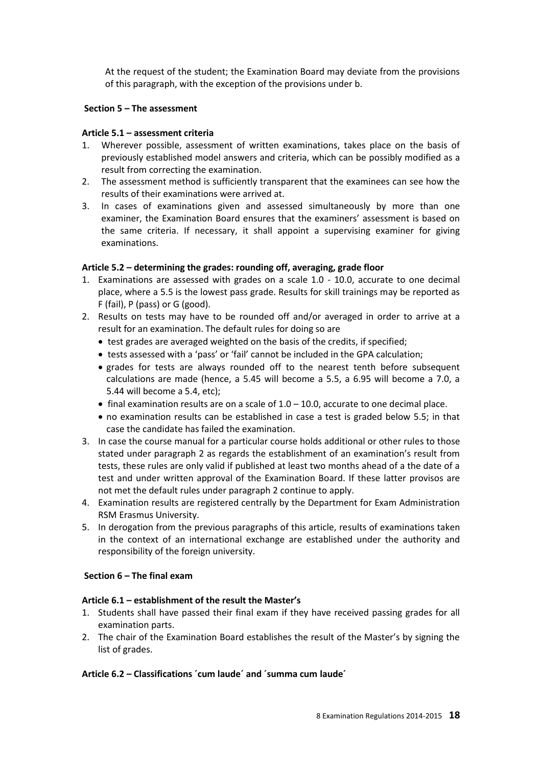At the request of the student; the Examination Board may deviate from the provisions of this paragraph, with the exception of the provisions under b.

## Section 5 – The assessment

### Article 5.1 – assessment criteria

1. Wherever possible, assessment of written examinations, takes place on the basis of previously established model answers and criteria, which can be possibly modified as a result from correcting the examination.
2. The assessment method is sufficiently transparent that the examinees can see how the results of their examinations were arrived at.
3. In cases of examinations given and assessed simultaneously by more than one examiner, the Examination Board ensures that the examiners' assessment is based on the same criteria. If necessary, it shall appoint a supervising examiner for giving examinations.

### Article 5.2 – determining the grades: rounding off, averaging, grade floor

1. Examinations are assessed with grades on a scale 1.0 - 10.0, accurate to one decimal place, where a 5.5 is the lowest pass grade. Results for skill trainings may be reported as F (fail), P (pass) or G (good).
2. Results on tests may have to be rounded off and/or averaged in order to arrive at a result for an examination. The default rules for doing so are
   - test grades are averaged weighted on the basis of the credits, if specified;
   - tests assessed with a 'pass' or 'fail' cannot be included in the GPA calculation;
   - grades for tests are always rounded off to the nearest tenth before subsequent calculations are made (hence, a 5.45 will become a 5.5, a 6.95 will become a 7.0, a 5.44 will become a 5.4, etc);
   - final examination results are on a scale of 1.0 – 10.0, accurate to one decimal place.
   - no examination results can be established in case a test is graded below 5.5; in that case the candidate has failed the examination.
3. In case the course manual for a particular course holds additional or other rules to those stated under paragraph 2 as regards the establishment of an examination's result from tests, these rules are only valid if published at least two months ahead of a the date of a test and under written approval of the Examination Board. If these latter provisos are not met the default rules under paragraph 2 continue to apply.
4. Examination results are registered centrally by the Department for Exam Administration RSM Erasmus University.
5. In derogation from the previous paragraphs of this article, results of examinations taken in the context of an international exchange are established under the authority and responsibility of the foreign university.

## Section 6 – The final exam

### Article 6.1 – establishment of the result the Master's

1. Students shall have passed their final exam if they have received passing grades for all examination parts.
2. The chair of the Examination Board establishes the result of the Master's by signing the list of grades.

### Article 6.2 – Classifications ´cum laude´ and ´summa cum laude´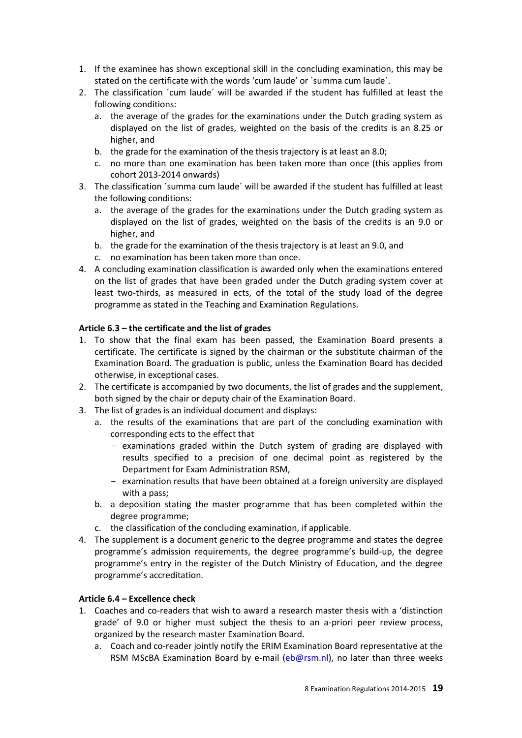1. If the examinee has shown exceptional skill in the concluding examination, this may be stated on the certificate with the words 'cum laude' or ´summa cum laude´.
2. The classification ´cum laude´ will be awarded if the student has fulfilled at least the following conditions:
   a. the average of the grades for the examinations under the Dutch grading system as displayed on the list of grades, weighted on the basis of the credits is an 8.25 or higher, and
   b. the grade for the examination of the thesis trajectory is at least an 8.0;
   c. no more than one examination has been taken more than once (this applies from cohort 2013-2014 onwards)
3. The classification ´summa cum laude´ will be awarded if the student has fulfilled at least the following conditions:
   a. the average of the grades for the examinations under the Dutch grading system as displayed on the list of grades, weighted on the basis of the credits is an 9.0 or higher, and
   b. the grade for the examination of the thesis trajectory is at least an 9.0, and
   c. no examination has been taken more than once.
4. A concluding examination classification is awarded only when the examinations entered on the list of grades that have been graded under the Dutch grading system cover at least two-thirds, as measured in ects, of the total of the study load of the degree programme as stated in the Teaching and Examination Regulations.

**Article 6.3 – the certificate and the list of grades**

1. To show that the final exam has been passed, the Examination Board presents a certificate. The certificate is signed by the chairman or the substitute chairman of the Examination Board. The graduation is public, unless the Examination Board has decided otherwise, in exceptional cases.
2. The certificate is accompanied by two documents, the list of grades and the supplement, both signed by the chair or deputy chair of the Examination Board.
3. The list of grades is an individual document and displays:
   a. the results of the examinations that are part of the concluding examination with corresponding ects to the effect that
      - examinations graded within the Dutch system of grading are displayed with results specified to a precision of one decimal point as registered by the Department for Exam Administration RSM,
      - examination results that have been obtained at a foreign university are displayed with a pass;
   b. a deposition stating the master programme that has been completed within the degree programme;
   c. the classification of the concluding examination, if applicable.
4. The supplement is a document generic to the degree programme and states the degree programme's admission requirements, the degree programme's build-up, the degree programme's entry in the register of the Dutch Ministry of Education, and the degree programme's accreditation.

**Article 6.4 – Excellence check**

1. Coaches and co-readers that wish to award a research master thesis with a 'distinction grade' of 9.0 or higher must subject the thesis to an a-priori peer review process, organized by the research master Examination Board.
   a. Coach and co-reader jointly notify the ERIM Examination Board representative at the RSM MScBA Examination Board by e-mail (eb@rsm.nl), no later than three weeks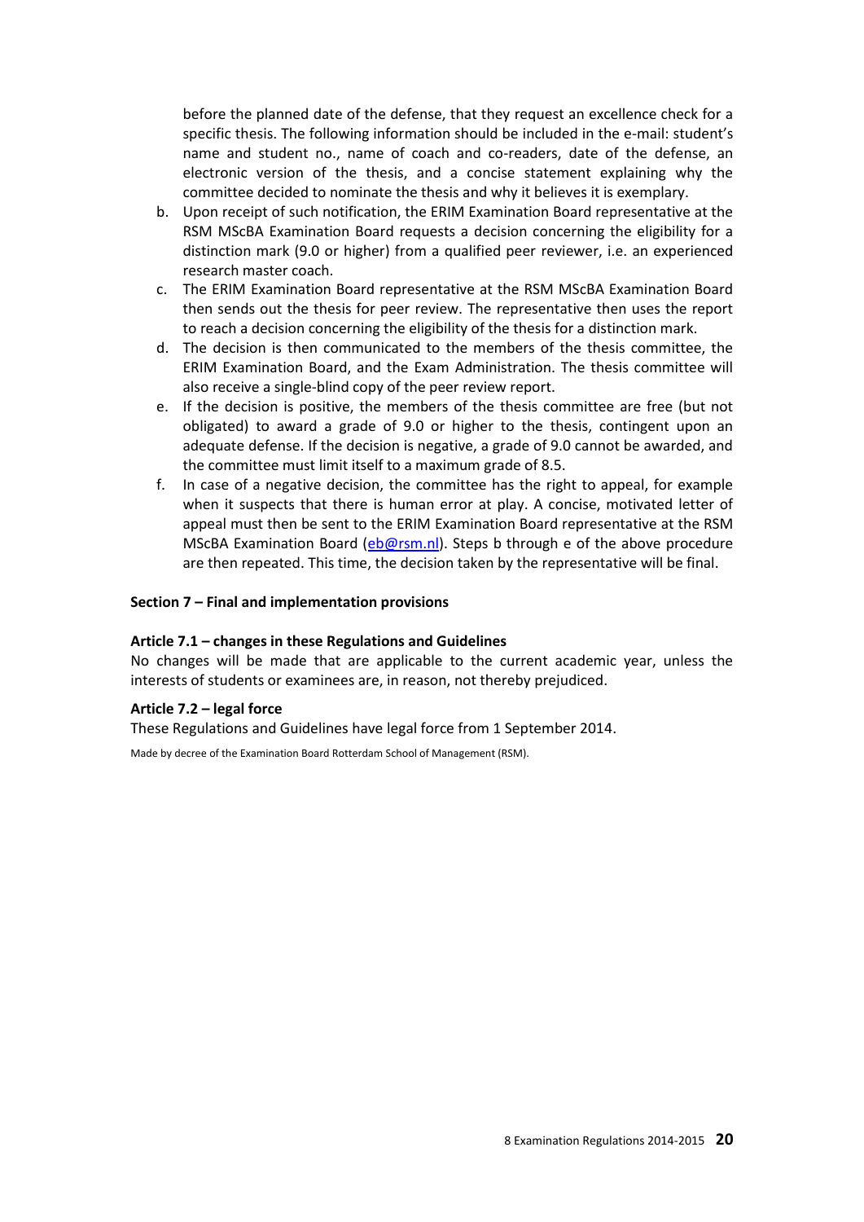before the planned date of the defense, that they request an excellence check for a specific thesis. The following information should be included in the e-mail: student's name and student no., name of coach and co-readers, date of the defense, an electronic version of the thesis, and a concise statement explaining why the committee decided to nominate the thesis and why it believes it is exemplary.

b. Upon receipt of such notification, the ERIM Examination Board representative at the RSM MScBA Examination Board requests a decision concerning the eligibility for a distinction mark (9.0 or higher) from a qualified peer reviewer, i.e. an experienced research master coach.
c. The ERIM Examination Board representative at the RSM MScBA Examination Board then sends out the thesis for peer review. The representative then uses the report to reach a decision concerning the eligibility of the thesis for a distinction mark.
d. The decision is then communicated to the members of the thesis committee, the ERIM Examination Board, and the Exam Administration. The thesis committee will also receive a single-blind copy of the peer review report.
e. If the decision is positive, the members of the thesis committee are free (but not obligated) to award a grade of 9.0 or higher to the thesis, contingent upon an adequate defense. If the decision is negative, a grade of 9.0 cannot be awarded, and the committee must limit itself to a maximum grade of 8.5.
f. In case of a negative decision, the committee has the right to appeal, for example when it suspects that there is human error at play. A concise, motivated letter of appeal must then be sent to the ERIM Examination Board representative at the RSM MScBA Examination Board (eb@rsm.nl). Steps b through e of the above procedure are then repeated. This time, the decision taken by the representative will be final.

**Section 7 – Final and implementation provisions**

**Article 7.1 – changes in these Regulations and Guidelines**

No changes will be made that are applicable to the current academic year, unless the interests of students or examinees are, in reason, not thereby prejudiced.

**Article 7.2 – legal force**

These Regulations and Guidelines have legal force from 1 September 2014.

Made by decree of the Examination Board Rotterdam School of Management (RSM).